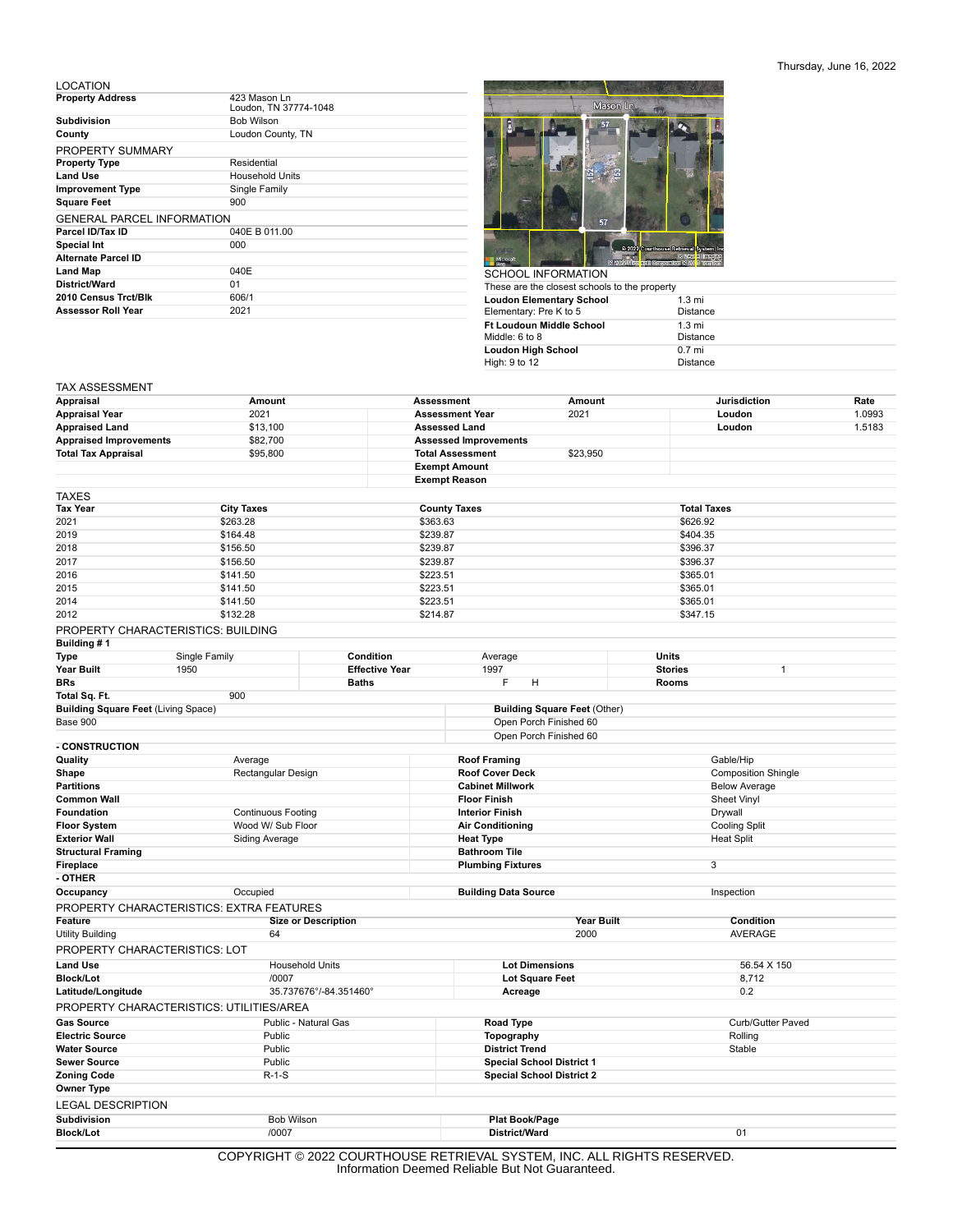Thursday, June 16, 2022

## LOCATION

| | |
|---|---|
| **Property Address** | 423 Mason Ln<br>Loudon, TN 37774-1048 |
| **Subdivision** | Bob Wilson |
| **County** | Loudon County, TN |

## PROPERTY SUMMARY

| | |
|---|---|
| **Property Type** | Residential |
| **Land Use** | Household Units |
| **Improvement Type** | Single Family |
| **Square Feet** | 900 |

## GENERAL PARCEL INFORMATION

| | |
|---|---|
| **Parcel ID/Tax ID** | 040E B 011.00 |
| **Special Int** | 000 |
| **Alternate Parcel ID** | |
| **Land Map** | 040E |
| **District/Ward** | 01 |
| **2010 Census Trct/Blk** | 606/1 |
| **Assessor Roll Year** | 2021 |

## SCHOOL INFORMATION

These are the closest schools to the property

| | |
|---|---|
| **Loudon Elementary School**<br>Elementary: Pre K to 5 | 1.3 mi<br>Distance |
| **Ft Loudoun Middle School**<br>Middle: 6 to 8 | 1.3 mi<br>Distance |
| **Loudon High School**<br>High: 9 to 12 | 0.7 mi<br>Distance |

## TAX ASSESSMENT

| **Appraisal** | **Amount** | **Assessment** | **Amount** | **Jurisdiction** | **Rate** |
|---|---|---|---|---|---|
| **Appraisal Year** | 2021 | **Assessment Year** | 2021 | **Loudon** | 1.0993 |
| **Appraised Land** | $13,100 | **Assessed Land** | | **Loudon** | 1.5183 |
| **Appraised Improvements** | $82,700 | **Assessed Improvements** | | | |
| **Total Tax Appraisal** | $95,800 | **Total Assessment** | $23,950 | | |
| | | **Exempt Amount** | | | |
| | | **Exempt Reason** | | | |

## TAXES

| **Tax Year** | **City Taxes** | **County Taxes** | **Total Taxes** |
|---|---|---|---|
| 2021 | $263.28 | $363.63 | $626.92 |
| 2019 | $164.48 | $239.87 | $404.35 |
| 2018 | $156.50 | $239.87 | $396.37 |
| 2017 | $156.50 | $239.87 | $396.37 |
| 2016 | $141.50 | $223.51 | $365.01 |
| 2015 | $141.50 | $223.51 | $365.01 |
| 2014 | $141.50 | $223.51 | $365.01 |
| 2012 | $132.28 | $214.87 | $347.15 |

## PROPERTY CHARACTERISTICS: BUILDING

**Building # 1**

| | | | | | |
|---|---|---|---|---|---|
| **Type** | Single Family | **Condition** | Average | **Units** | |
| **Year Built** | 1950 | **Effective Year** | 1997 | **Stories** | 1 |
| **BRs** | | **Baths** | F H | **Rooms** | |
| **Total Sq. Ft.** | 900 | | | | |

| **Building Square Feet** (Living Space) | **Building Square Feet** (Other) |
|---|---|
| Base 900 | Open Porch Finished 60 |
| | Open Porch Finished 60 |

**- CONSTRUCTION**

| | | | |
|---|---|---|---|
| **Quality** | Average | **Roof Framing** | Gable/Hip |
| **Shape** | Rectangular Design | **Roof Cover Deck** | Composition Shingle |
| **Partitions** | | **Cabinet Millwork** | Below Average |
| **Common Wall** | | **Floor Finish** | Sheet Vinyl |
| **Foundation** | Continuous Footing | **Interior Finish** | Drywall |
| **Floor System** | Wood W/ Sub Floor | **Air Conditioning** | Cooling Split |
| **Exterior Wall** | Siding Average | **Heat Type** | Heat Split |
| **Structural Framing** | | **Bathroom Tile** | |
| **Fireplace** | | **Plumbing Fixtures** | 3 |

**- OTHER**

| | | | |
|---|---|---|---|
| **Occupancy** | Occupied | **Building Data Source** | Inspection |

## PROPERTY CHARACTERISTICS: EXTRA FEATURES

| **Feature** | **Size or Description** | **Year Built** | **Condition** |
|---|---|---|---|
| Utility Building | 64 | 2000 | AVERAGE |

## PROPERTY CHARACTERISTICS: LOT

| | | | |
|---|---|---|---|
| **Land Use** | Household Units | **Lot Dimensions** | 56.54 X 150 |
| **Block/Lot** | /0007 | **Lot Square Feet** | 8,712 |
| **Latitude/Longitude** | 35.737676°/-84.351460° | **Acreage** | 0.2 |

## PROPERTY CHARACTERISTICS: UTILITIES/AREA

| | | | |
|---|---|---|---|
| **Gas Source** | Public - Natural Gas | **Road Type** | Curb/Gutter Paved |
| **Electric Source** | Public | **Topography** | Rolling |
| **Water Source** | Public | **District Trend** | Stable |
| **Sewer Source** | Public | **Special School District 1** | |
| **Zoning Code** | R-1-S | **Special School District 2** | |
| **Owner Type** | | | |

## LEGAL DESCRIPTION

| | | | |
|---|---|---|---|
| **Subdivision** | Bob Wilson | **Plat Book/Page** | |
| **Block/Lot** | /0007 | **District/Ward** | 01 |

COPYRIGHT © 2022 COURTHOUSE RETRIEVAL SYSTEM, INC. ALL RIGHTS RESERVED.
Information Deemed Reliable But Not Guaranteed.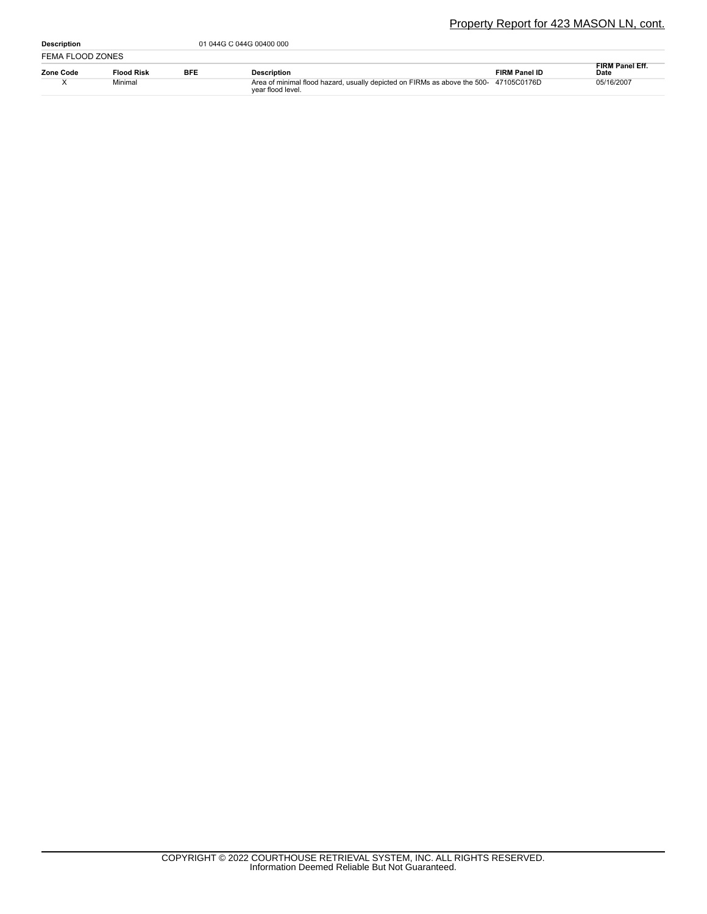| Description | 01 044G C 044G 00400 000 |
|---|---|

FEMA FLOOD ZONES

| Zone Code | Flood Risk | BFE | Description | FIRM Panel ID | FIRM Panel Eff. Date |
|---|---|---|---|---|---|
| X | Minimal | | Area of minimal flood hazard, usually depicted on FIRMs as above the 500-year flood level. | 47105C0176D | 05/16/2007 |

COPYRIGHT © 2022 COURTHOUSE RETRIEVAL SYSTEM, INC. ALL RIGHTS RESERVED.
Information Deemed Reliable But Not Guaranteed.